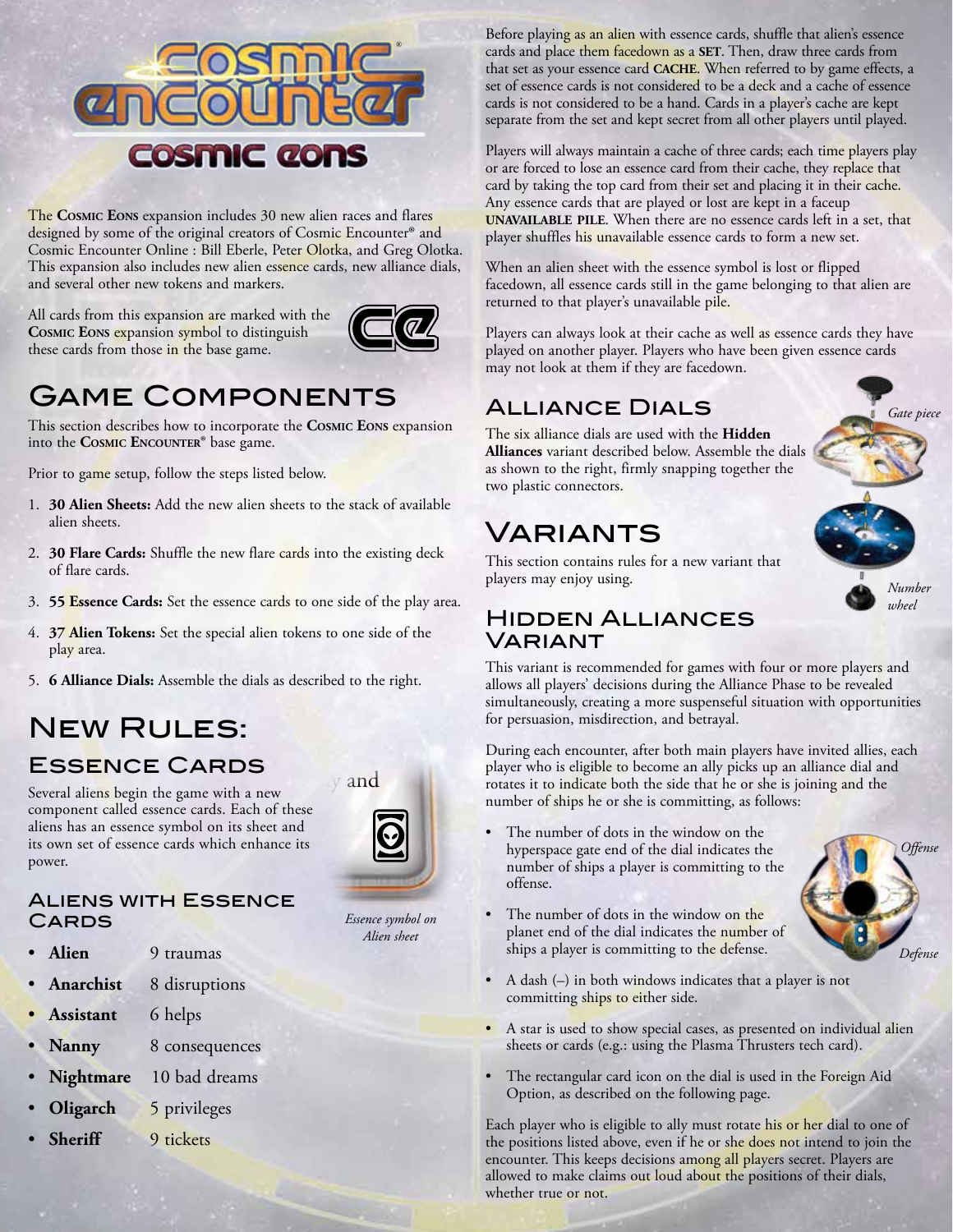# Cosmic Encounter: Cosmic Eons

The **Cosmic Eons** expansion includes 30 new alien races and flares designed by some of the original creators of Cosmic Encounter® and Cosmic Encounter Online : Bill Eberle, Peter Olotka, and Greg Olotka. This expansion also includes new alien essence cards, new alliance dials, and several other new tokens and markers.

All cards from this expansion are marked with the **Cosmic Eons** expansion symbol to distinguish these cards from those in the base game.

## Game Components

This section describes how to incorporate the **Cosmic Eons** expansion into the **Cosmic Encounter®** base game.

Prior to game setup, follow the steps listed below.

1. **30 Alien Sheets:** Add the new alien sheets to the stack of available alien sheets.
2. **30 Flare Cards:** Shuffle the new flare cards into the existing deck of flare cards.
3. **55 Essence Cards:** Set the essence cards to one side of the play area.
4. **37 Alien Tokens:** Set the special alien tokens to one side of the play area.
5. **6 Alliance Dials:** Assemble the dials as described to the right.

## New Rules:

### Essence Cards

Several aliens begin the game with a new component called essence cards. Each of these aliens has an essence symbol on its sheet and its own set of essence cards which enhance its power.

*Essence symbol on Alien sheet*

#### Aliens with Essence Cards

- **Alien** 9 traumas
- **Anarchist** 8 disruptions
- **Assistant** 6 helps
- **Nanny** 8 consequences
- **Nightmare** 10 bad dreams
- **Oligarch** 5 privileges
- **Sheriff** 9 tickets

Before playing as an alien with essence cards, shuffle that alien's essence cards and place them facedown as a **set**. Then, draw three cards from that set as your essence card **cache**. When referred to by game effects, a set of essence cards is not considered to be a deck and a cache of essence cards is not considered to be a hand. Cards in a player's cache are kept separate from the set and kept secret from all other players until played.

Players will always maintain a cache of three cards; each time players play or are forced to lose an essence card from their cache, they replace that card by taking the top card from their set and placing it in their cache. Any essence cards that are played or lost are kept in a faceup **unavailable pile**. When there are no essence cards left in a set, that player shuffles his unavailable essence cards to form a new set.

When an alien sheet with the essence symbol is lost or flipped facedown, all essence cards still in the game belonging to that alien are returned to that player's unavailable pile.

Players can always look at their cache as well as essence cards they have played on another player. Players who have been given essence cards may not look at them if they are facedown.

## Alliance Dials

The six alliance dials are used with the **Hidden Alliances** variant described below. Assemble the dials as shown to the right, firmly snapping together the two plastic connectors.

*Gate piece*

*Number wheel*

## Variants

This section contains rules for a new variant that players may enjoy using.

### Hidden Alliances Variant

This variant is recommended for games with four or more players and allows all players' decisions during the Alliance Phase to be revealed simultaneously, creating a more suspenseful situation with opportunities for persuasion, misdirection, and betrayal.

During each encounter, after both main players have invited allies, each player who is eligible to become an ally picks up an alliance dial and rotates it to indicate both the side that he or she is joining and the number of ships he or she is committing, as follows:

- The number of dots in the window on the hyperspace gate end of the dial indicates the number of ships a player is committing to the offense.
- The number of dots in the window on the planet end of the dial indicates the number of ships a player is committing to the defense.
- A dash (–) in both windows indicates that a player is not committing ships to either side.
- A star is used to show special cases, as presented on individual alien sheets or cards (e.g.: using the Plasma Thrusters tech card).
- The rectangular card icon on the dial is used in the Foreign Aid Option, as described on the following page.

*Offense*

*Defense*

Each player who is eligible to ally must rotate his or her dial to one of the positions listed above, even if he or she does not intend to join the encounter. This keeps decisions among all players secret. Players are allowed to make claims out loud about the positions of their dials, whether true or not.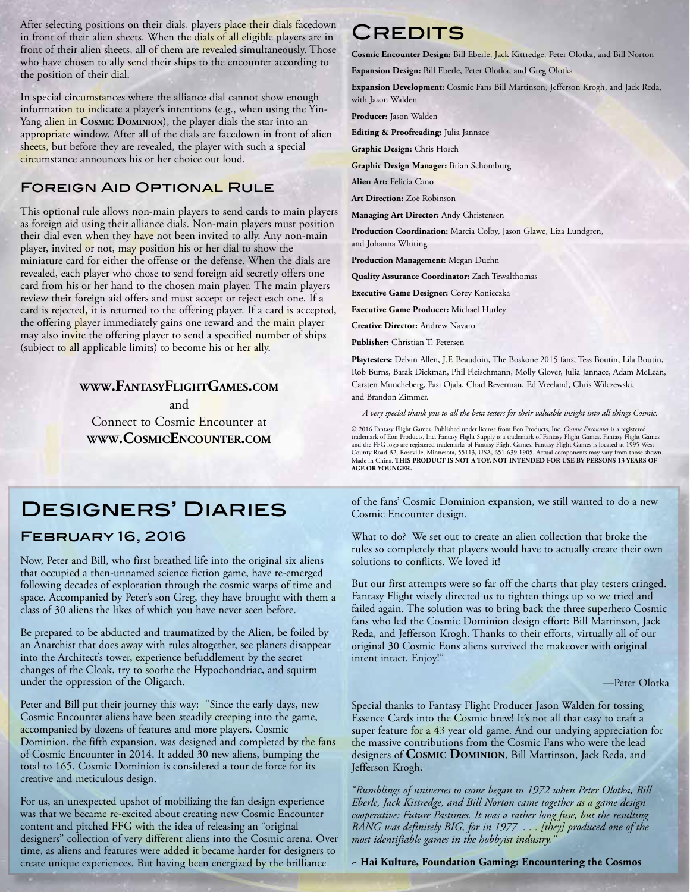After selecting positions on their dials, players place their dials facedown in front of their alien sheets. When the dials of all eligible players are in front of their alien sheets, all of them are revealed simultaneously. Those who have chosen to ally send their ships to the encounter according to the position of their dial.

In special circumstances where the alliance dial cannot show enough information to indicate a player's intentions (e.g., when using the Yin-Yang alien in **Cosmic Dominion**), the player dials the star into an appropriate window. After all of the dials are facedown in front of alien sheets, but before they are revealed, the player with such a special circumstance announces his or her choice out loud.

## Foreign Aid Optional Rule

This optional rule allows non-main players to send cards to main players as foreign aid using their alliance dials. Non-main players must position their dial even when they have not been invited to ally. Any non-main player, invited or not, may position his or her dial to show the miniature card for either the offense or the defense. When the dials are revealed, each player who chose to send foreign aid secretly offers one card from his or her hand to the chosen main player. The main players review their foreign aid offers and must accept or reject each one. If a card is rejected, it is returned to the offering player. If a card is accepted, the offering player immediately gains one reward and the main player may also invite the offering player to send a specified number of ships (subject to all applicable limits) to become his or her ally.

**www.FantasyFlightGames.com**

and

Connect to Cosmic Encounter at

**www.CosmicEncounter.com**

# Credits

**Cosmic Encounter Design:** Bill Eberle, Jack Kittredge, Peter Olotka, and Bill Norton

**Expansion Design:** Bill Eberle, Peter Olotka, and Greg Olotka

**Expansion Development:** Cosmic Fans Bill Martinson, Jefferson Krogh, and Jack Reda, with Jason Walden

**Producer:** Jason Walden

**Editing & Proofreading:** Julia Jannace

**Graphic Design:** Chris Hosch

**Graphic Design Manager:** Brian Schomburg

**Alien Art:** Felicia Cano

**Art Direction:** Zoë Robinson

**Managing Art Director:** Andy Christensen

**Production Coordination:** Marcia Colby, Jason Glawe, Liza Lundgren, and Johanna Whiting

**Production Management:** Megan Duehn

**Quality Assurance Coordinator:** Zach Tewalthomas

**Executive Game Designer:** Corey Konieczka

**Executive Game Producer:** Michael Hurley

**Creative Director:** Andrew Navaro

**Publisher:** Christian T. Petersen

**Playtesters:** Delvin Allen, J.F. Beaudoin, The Boskone 2015 fans, Tess Boutin, Lila Boutin, Rob Burns, Barak Dickman, Phil Fleischmann, Molly Glover, Julia Jannace, Adam McLean, Carsten Muncheberg, Pasi Ojala, Chad Reverman, Ed Vreeland, Chris Wilczewski, and Brandon Zimmer.

*A very special thank you to all the beta testers for their valuable insight into all things Cosmic.*

© 2016 Fantasy Flight Games. Published under license from Eon Products, Inc. *Cosmic Encounter* is a registered trademark of Eon Products, Inc. Fantasy Flight Supply is a trademark of Fantasy Flight Games. Fantasy Flight Games and the FFG logo are registered trademarks of Fantasy Flight Games. Fantasy Flight Games is located at 1995 West County Road B2, Roseville, Minnesota, 55113, USA, 651-639-1905. Actual components may vary from those shown. Made in China. **THIS PRODUCT IS NOT A TOY. NOT INTENDED FOR USE BY PERSONS 13 YEARS OF AGE OR YOUNGER.**

# Designers' Diaries

## February 16, 2016

Now, Peter and Bill, who first breathed life into the original six aliens that occupied a then-unnamed science fiction game, have re-emerged following decades of exploration through the cosmic warps of time and space. Accompanied by Peter's son Greg, they have brought with them a class of 30 aliens the likes of which you have never seen before.

Be prepared to be abducted and traumatized by the Alien, be foiled by an Anarchist that does away with rules altogether, see planets disappear into the Architect's tower, experience befuddlement by the secret changes of the Cloak, try to soothe the Hypochondriac, and squirm under the oppression of the Oligarch.

Peter and Bill put their journey this way: "Since the early days, new Cosmic Encounter aliens have been steadily creeping into the game, accompanied by dozens of features and more players. Cosmic Dominion, the fifth expansion, was designed and completed by the fans of Cosmic Encounter in 2014. It added 30 new aliens, bumping the total to 165. Cosmic Dominion is considered a tour de force for its creative and meticulous design.

For us, an unexpected upshot of mobilizing the fan design experience was that we became re-excited about creating new Cosmic Encounter content and pitched FFG with the idea of releasing an "original designers" collection of very different aliens into the Cosmic arena. Over time, as aliens and features were added it became harder for designers to create unique experiences. But having been energized by the brilliance of the fans' Cosmic Dominion expansion, we still wanted to do a new Cosmic Encounter design.

What to do? We set out to create an alien collection that broke the rules so completely that players would have to actually create their own solutions to conflicts. We loved it!

But our first attempts were so far off the charts that play testers cringed. Fantasy Flight wisely directed us to tighten things up so we tried and failed again. The solution was to bring back the three superhero Cosmic fans who led the Cosmic Dominion design effort: Bill Martinson, Jack Reda, and Jefferson Krogh. Thanks to their efforts, virtually all of our original 30 Cosmic Eons aliens survived the makeover with original intent intact. Enjoy!"

—Peter Olotka

Special thanks to Fantasy Flight Producer Jason Walden for tossing Essence Cards into the Cosmic brew! It's not all that easy to craft a super feature for a 43 year old game. And our undying appreciation for the massive contributions from the Cosmic Fans who were the lead designers of **Cosmic Dominion**, Bill Martinson, Jack Reda, and Jefferson Krogh.

*"Rumblings of universes to come began in 1972 when Peter Olotka, Bill Eberle, Jack Kittredge, and Bill Norton came together as a game design cooperative: Future Pastimes. It was a rather long fuse, but the resulting BANG was definitely BIG, for in 1977 . . . [they] produced one of the most identifiable games in the hobbyist industry."*

**~ Hai Kulture, Foundation Gaming: Encountering the Cosmos**